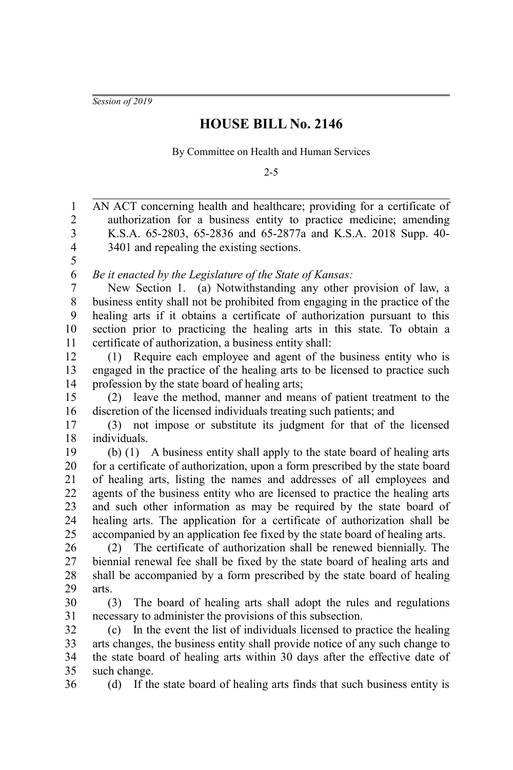*Session of 2019*

# HOUSE BILL No. 2146

By Committee on Health and Human Services

2-5

AN ACT concerning health and healthcare; providing for a certificate of authorization for a business entity to practice medicine; amending K.S.A. 65-2803, 65-2836 and 65-2877a and K.S.A. 2018 Supp. 40-3401 and repealing the existing sections.

*Be it enacted by the Legislature of the State of Kansas:*

New Section 1. (a) Notwithstanding any other provision of law, a business entity shall not be prohibited from engaging in the practice of the healing arts if it obtains a certificate of authorization pursuant to this section prior to practicing the healing arts in this state. To obtain a certificate of authorization, a business entity shall:

(1) Require each employee and agent of the business entity who is engaged in the practice of the healing arts to be licensed to practice such profession by the state board of healing arts;

(2) leave the method, manner and means of patient treatment to the discretion of the licensed individuals treating such patients; and

(3) not impose or substitute its judgment for that of the licensed individuals.

(b) (1) A business entity shall apply to the state board of healing arts for a certificate of authorization, upon a form prescribed by the state board of healing arts, listing the names and addresses of all employees and agents of the business entity who are licensed to practice the healing arts and such other information as may be required by the state board of healing arts. The application for a certificate of authorization shall be accompanied by an application fee fixed by the state board of healing arts.

(2) The certificate of authorization shall be renewed biennially. The biennial renewal fee shall be fixed by the state board of healing arts and shall be accompanied by a form prescribed by the state board of healing arts.

(3) The board of healing arts shall adopt the rules and regulations necessary to administer the provisions of this subsection.

(c) In the event the list of individuals licensed to practice the healing arts changes, the business entity shall provide notice of any such change to the state board of healing arts within 30 days after the effective date of such change.

(d) If the state board of healing arts finds that such business entity is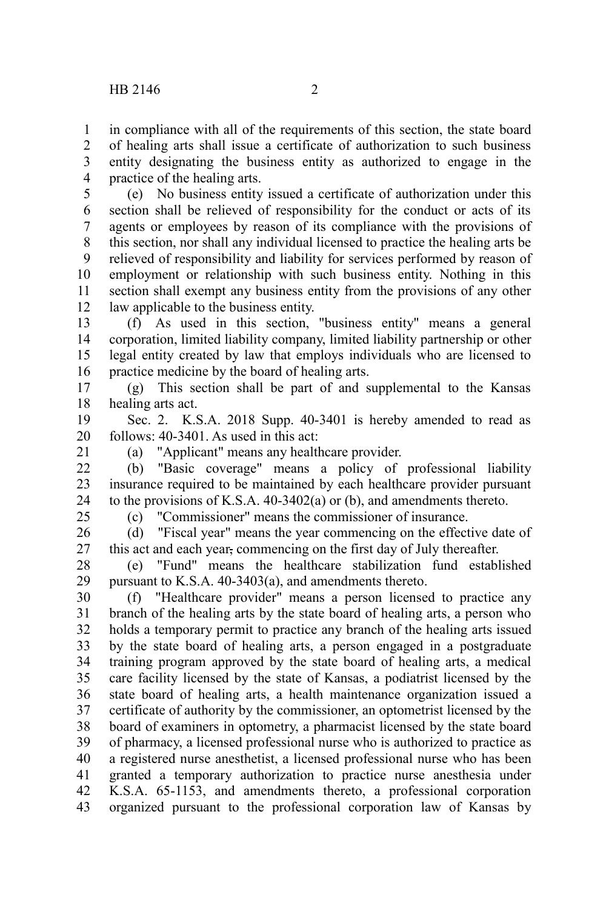in compliance with all of the requirements of this section, the state board of healing arts shall issue a certificate of authorization to such business entity designating the business entity as authorized to engage in the practice of the healing arts.

(e) No business entity issued a certificate of authorization under this section shall be relieved of responsibility for the conduct or acts of its agents or employees by reason of its compliance with the provisions of this section, nor shall any individual licensed to practice the healing arts be relieved of responsibility and liability for services performed by reason of employment or relationship with such business entity. Nothing in this section shall exempt any business entity from the provisions of any other law applicable to the business entity.

(f) As used in this section, "business entity" means a general corporation, limited liability company, limited liability partnership or other legal entity created by law that employs individuals who are licensed to practice medicine by the board of healing arts.

(g) This section shall be part of and supplemental to the Kansas healing arts act.

Sec. 2. K.S.A. 2018 Supp. 40-3401 is hereby amended to read as follows: 40-3401. As used in this act:

(a) "Applicant" means any healthcare provider.

(b) "Basic coverage" means a policy of professional liability insurance required to be maintained by each healthcare provider pursuant to the provisions of K.S.A. 40-3402(a) or (b), and amendments thereto.

(c) "Commissioner" means the commissioner of insurance.

(d) "Fiscal year" means the year commencing on the effective date of this act and each year, commencing on the first day of July thereafter.

(e) "Fund" means the healthcare stabilization fund established pursuant to K.S.A. 40-3403(a), and amendments thereto.

(f) "Healthcare provider" means a person licensed to practice any branch of the healing arts by the state board of healing arts, a person who holds a temporary permit to practice any branch of the healing arts issued by the state board of healing arts, a person engaged in a postgraduate training program approved by the state board of healing arts, a medical care facility licensed by the state of Kansas, a podiatrist licensed by the state board of healing arts, a health maintenance organization issued a certificate of authority by the commissioner, an optometrist licensed by the board of examiners in optometry, a pharmacist licensed by the state board of pharmacy, a licensed professional nurse who is authorized to practice as a registered nurse anesthetist, a licensed professional nurse who has been granted a temporary authorization to practice nurse anesthesia under K.S.A. 65-1153, and amendments thereto, a professional corporation organized pursuant to the professional corporation law of Kansas by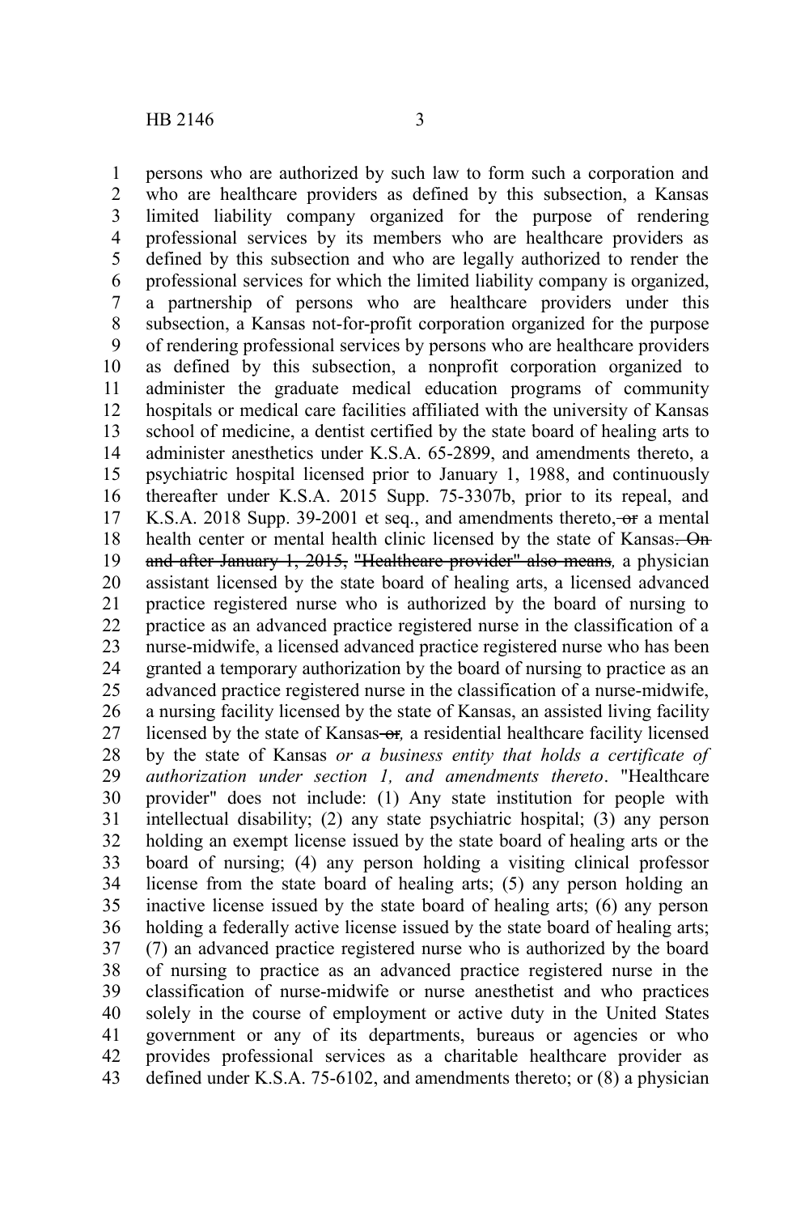persons who are authorized by such law to form such a corporation and who are healthcare providers as defined by this subsection, a Kansas limited liability company organized for the purpose of rendering professional services by its members who are healthcare providers as defined by this subsection and who are legally authorized to render the professional services for which the limited liability company is organized, a partnership of persons who are healthcare providers under this subsection, a Kansas not-for-profit corporation organized for the purpose of rendering professional services by persons who are healthcare providers as defined by this subsection, a nonprofit corporation organized to administer the graduate medical education programs of community hospitals or medical care facilities affiliated with the university of Kansas school of medicine, a dentist certified by the state board of healing arts to administer anesthetics under K.S.A. 65-2899, and amendments thereto, a psychiatric hospital licensed prior to January 1, 1988, and continuously thereafter under K.S.A. 2015 Supp. 75-3307b, prior to its repeal, and K.S.A. 2018 Supp. 39-2001 et seq., and amendments thereto, ~~or~~ a mental health center or mental health clinic licensed by the state of Kansas~~. On and after January 1, 2015, "Healthcare provider" also means~~*,* a physician assistant licensed by the state board of healing arts, a licensed advanced practice registered nurse who is authorized by the board of nursing to practice as an advanced practice registered nurse in the classification of a nurse-midwife, a licensed advanced practice registered nurse who has been granted a temporary authorization by the board of nursing to practice as an advanced practice registered nurse in the classification of a nurse-midwife, a nursing facility licensed by the state of Kansas, an assisted living facility licensed by the state of Kansas ~~or~~*,* a residential healthcare facility licensed by the state of Kansas *or a business entity that holds a certificate of authorization under section 1, and amendments thereto*. "Healthcare provider" does not include: (1) Any state institution for people with intellectual disability; (2) any state psychiatric hospital; (3) any person holding an exempt license issued by the state board of healing arts or the board of nursing; (4) any person holding a visiting clinical professor license from the state board of healing arts; (5) any person holding an inactive license issued by the state board of healing arts; (6) any person holding a federally active license issued by the state board of healing arts; (7) an advanced practice registered nurse who is authorized by the board of nursing to practice as an advanced practice registered nurse in the classification of nurse-midwife or nurse anesthetist and who practices solely in the course of employment or active duty in the United States government or any of its departments, bureaus or agencies or who provides professional services as a charitable healthcare provider as defined under K.S.A. 75-6102, and amendments thereto; or (8) a physician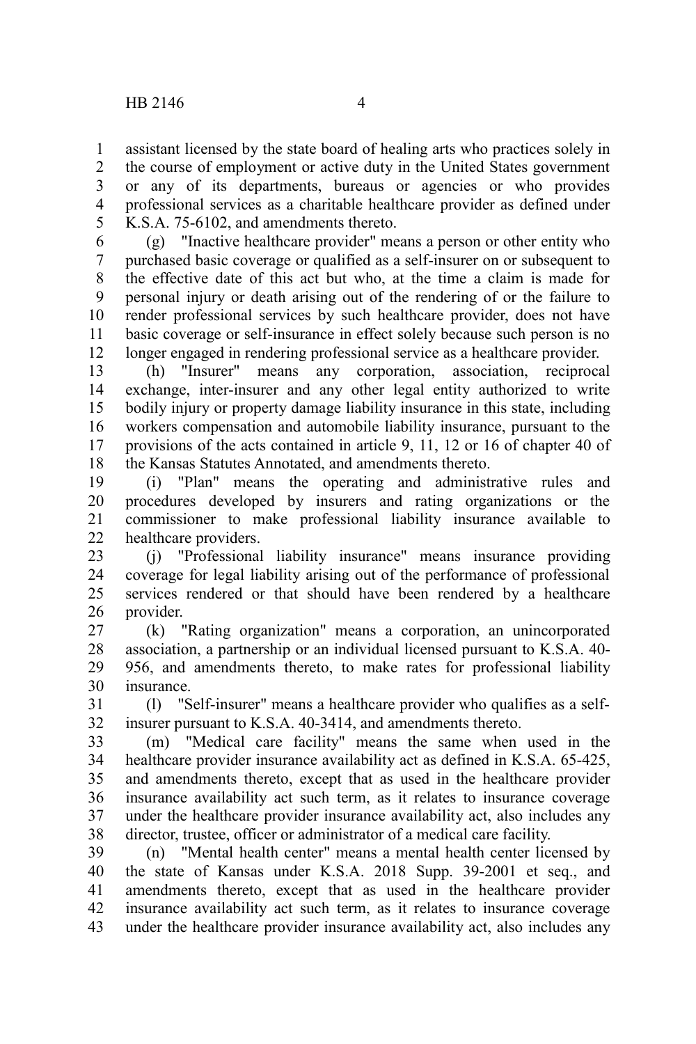assistant licensed by the state board of healing arts who practices solely in the course of employment or active duty in the United States government or any of its departments, bureaus or agencies or who provides professional services as a charitable healthcare provider as defined under K.S.A. 75-6102, and amendments thereto.

(g) "Inactive healthcare provider" means a person or other entity who purchased basic coverage or qualified as a self-insurer on or subsequent to the effective date of this act but who, at the time a claim is made for personal injury or death arising out of the rendering of or the failure to render professional services by such healthcare provider, does not have basic coverage or self-insurance in effect solely because such person is no longer engaged in rendering professional service as a healthcare provider.

(h) "Insurer" means any corporation, association, reciprocal exchange, inter-insurer and any other legal entity authorized to write bodily injury or property damage liability insurance in this state, including workers compensation and automobile liability insurance, pursuant to the provisions of the acts contained in article 9, 11, 12 or 16 of chapter 40 of the Kansas Statutes Annotated, and amendments thereto.

(i) "Plan" means the operating and administrative rules and procedures developed by insurers and rating organizations or the commissioner to make professional liability insurance available to healthcare providers.

(j) "Professional liability insurance" means insurance providing coverage for legal liability arising out of the performance of professional services rendered or that should have been rendered by a healthcare provider.

(k) "Rating organization" means a corporation, an unincorporated association, a partnership or an individual licensed pursuant to K.S.A. 40-956, and amendments thereto, to make rates for professional liability insurance.

(l) "Self-insurer" means a healthcare provider who qualifies as a self-insurer pursuant to K.S.A. 40-3414, and amendments thereto.

(m) "Medical care facility" means the same when used in the healthcare provider insurance availability act as defined in K.S.A. 65-425, and amendments thereto, except that as used in the healthcare provider insurance availability act such term, as it relates to insurance coverage under the healthcare provider insurance availability act, also includes any director, trustee, officer or administrator of a medical care facility.

(n) "Mental health center" means a mental health center licensed by the state of Kansas under K.S.A. 2018 Supp. 39-2001 et seq., and amendments thereto, except that as used in the healthcare provider insurance availability act such term, as it relates to insurance coverage under the healthcare provider insurance availability act, also includes any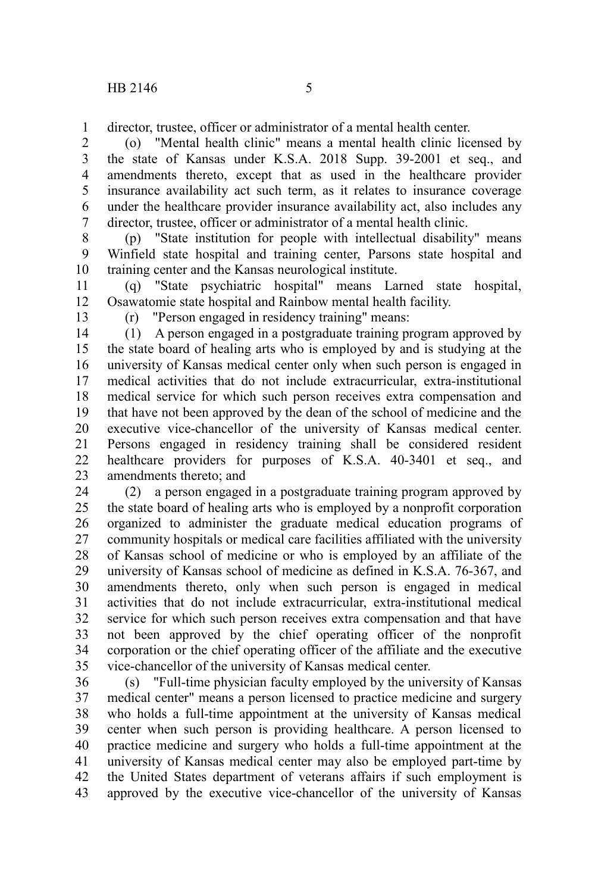director, trustee, officer or administrator of a mental health center.

(o) "Mental health clinic" means a mental health clinic licensed by the state of Kansas under K.S.A. 2018 Supp. 39-2001 et seq., and amendments thereto, except that as used in the healthcare provider insurance availability act such term, as it relates to insurance coverage under the healthcare provider insurance availability act, also includes any director, trustee, officer or administrator of a mental health clinic.

(p) "State institution for people with intellectual disability" means Winfield state hospital and training center, Parsons state hospital and training center and the Kansas neurological institute.

(q) "State psychiatric hospital" means Larned state hospital, Osawatomie state hospital and Rainbow mental health facility.

(r) "Person engaged in residency training" means:

(1) A person engaged in a postgraduate training program approved by the state board of healing arts who is employed by and is studying at the university of Kansas medical center only when such person is engaged in medical activities that do not include extracurricular, extra-institutional medical service for which such person receives extra compensation and that have not been approved by the dean of the school of medicine and the executive vice-chancellor of the university of Kansas medical center. Persons engaged in residency training shall be considered resident healthcare providers for purposes of K.S.A. 40-3401 et seq., and amendments thereto; and

(2) a person engaged in a postgraduate training program approved by the state board of healing arts who is employed by a nonprofit corporation organized to administer the graduate medical education programs of community hospitals or medical care facilities affiliated with the university of Kansas school of medicine or who is employed by an affiliate of the university of Kansas school of medicine as defined in K.S.A. 76-367, and amendments thereto, only when such person is engaged in medical activities that do not include extracurricular, extra-institutional medical service for which such person receives extra compensation and that have not been approved by the chief operating officer of the nonprofit corporation or the chief operating officer of the affiliate and the executive vice-chancellor of the university of Kansas medical center.

(s) "Full-time physician faculty employed by the university of Kansas medical center" means a person licensed to practice medicine and surgery who holds a full-time appointment at the university of Kansas medical center when such person is providing healthcare. A person licensed to practice medicine and surgery who holds a full-time appointment at the university of Kansas medical center may also be employed part-time by the United States department of veterans affairs if such employment is approved by the executive vice-chancellor of the university of Kansas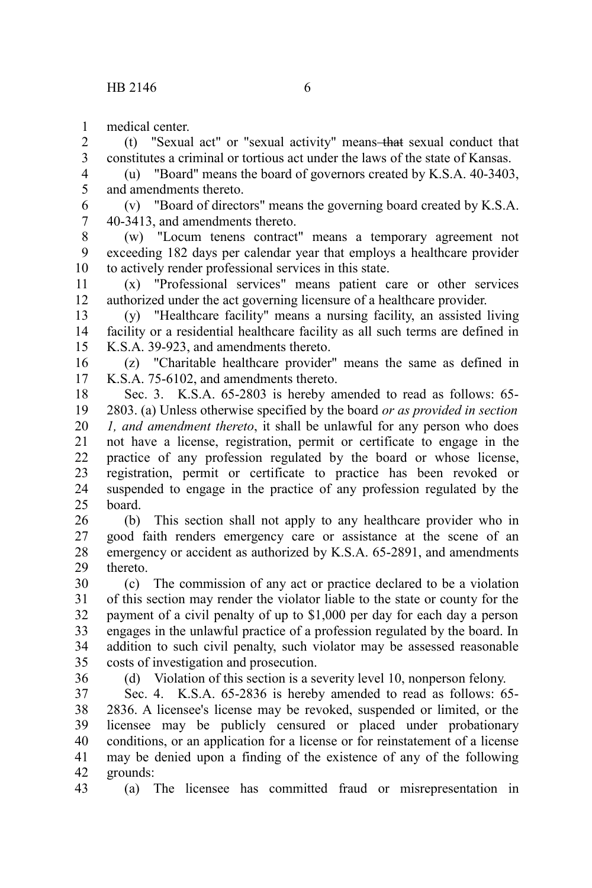medical center.

(t) "Sexual act" or "sexual activity" means ~~that~~ sexual conduct that constitutes a criminal or tortious act under the laws of the state of Kansas.

(u) "Board" means the board of governors created by K.S.A. 40-3403, and amendments thereto.

(v) "Board of directors" means the governing board created by K.S.A. 40-3413, and amendments thereto.

(w) "Locum tenens contract" means a temporary agreement not exceeding 182 days per calendar year that employs a healthcare provider to actively render professional services in this state.

(x) "Professional services" means patient care or other services authorized under the act governing licensure of a healthcare provider.

(y) "Healthcare facility" means a nursing facility, an assisted living facility or a residential healthcare facility as all such terms are defined in K.S.A. 39-923, and amendments thereto.

(z) "Charitable healthcare provider" means the same as defined in K.S.A. 75-6102, and amendments thereto.

Sec. 3. K.S.A. 65-2803 is hereby amended to read as follows: 65-2803. (a) Unless otherwise specified by the board *or as provided in section 1, and amendment thereto*, it shall be unlawful for any person who does not have a license, registration, permit or certificate to engage in the practice of any profession regulated by the board or whose license, registration, permit or certificate to practice has been revoked or suspended to engage in the practice of any profession regulated by the board.

(b) This section shall not apply to any healthcare provider who in good faith renders emergency care or assistance at the scene of an emergency or accident as authorized by K.S.A. 65-2891, and amendments thereto.

(c) The commission of any act or practice declared to be a violation of this section may render the violator liable to the state or county for the payment of a civil penalty of up to $1,000 per day for each day a person engages in the unlawful practice of a profession regulated by the board. In addition to such civil penalty, such violator may be assessed reasonable costs of investigation and prosecution.

(d) Violation of this section is a severity level 10, nonperson felony.

Sec. 4. K.S.A. 65-2836 is hereby amended to read as follows: 65-2836. A licensee's license may be revoked, suspended or limited, or the licensee may be publicly censured or placed under probationary conditions, or an application for a license or for reinstatement of a license may be denied upon a finding of the existence of any of the following grounds:

(a) The licensee has committed fraud or misrepresentation in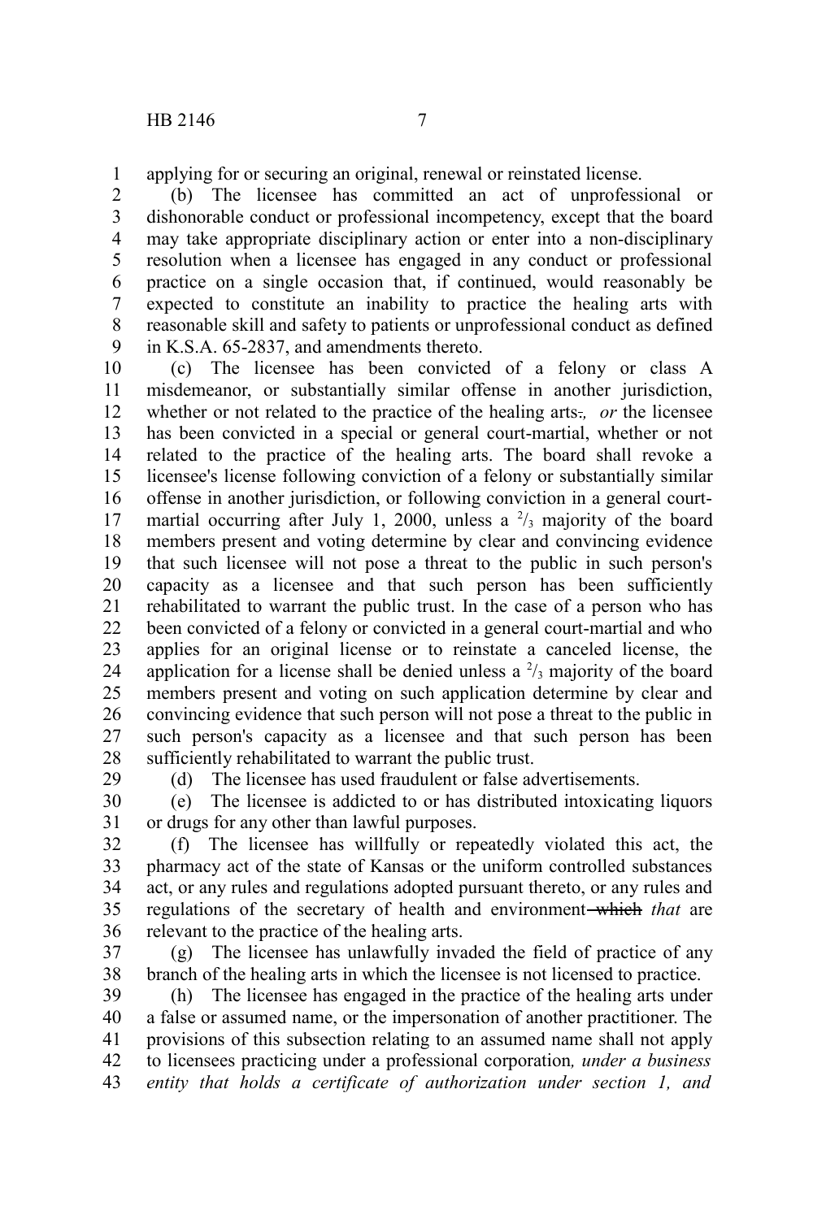applying for or securing an original, renewal or reinstated license.

(b) The licensee has committed an act of unprofessional or dishonorable conduct or professional incompetency, except that the board may take appropriate disciplinary action or enter into a non-disciplinary resolution when a licensee has engaged in any conduct or professional practice on a single occasion that, if continued, would reasonably be expected to constitute an inability to practice the healing arts with reasonable skill and safety to patients or unprofessional conduct as defined in K.S.A. 65-2837, and amendments thereto.

(c) The licensee has been convicted of a felony or class A misdemeanor, or substantially similar offense in another jurisdiction, whether or not related to the practice of the healing arts~~.~~*, or* the licensee has been convicted in a special or general court-martial, whether or not related to the practice of the healing arts. The board shall revoke a licensee's license following conviction of a felony or substantially similar offense in another jurisdiction, or following conviction in a general court-martial occurring after July 1, 2000, unless a $^2/_3$ majority of the board members present and voting determine by clear and convincing evidence that such licensee will not pose a threat to the public in such person's capacity as a licensee and that such person has been sufficiently rehabilitated to warrant the public trust. In the case of a person who has been convicted of a felony or convicted in a general court-martial and who applies for an original license or to reinstate a canceled license, the application for a license shall be denied unless a $^2/_3$ majority of the board members present and voting on such application determine by clear and convincing evidence that such person will not pose a threat to the public in such person's capacity as a licensee and that such person has been sufficiently rehabilitated to warrant the public trust.

(d) The licensee has used fraudulent or false advertisements.

(e) The licensee is addicted to or has distributed intoxicating liquors or drugs for any other than lawful purposes.

(f) The licensee has willfully or repeatedly violated this act, the pharmacy act of the state of Kansas or the uniform controlled substances act, or any rules and regulations adopted pursuant thereto, or any rules and regulations of the secretary of health and environment ~~which~~ *that* are relevant to the practice of the healing arts.

(g) The licensee has unlawfully invaded the field of practice of any branch of the healing arts in which the licensee is not licensed to practice.

(h) The licensee has engaged in the practice of the healing arts under a false or assumed name, or the impersonation of another practitioner. The provisions of this subsection relating to an assumed name shall not apply to licensees practicing under a professional corporation*, under a business entity that holds a certificate of authorization under section 1, and*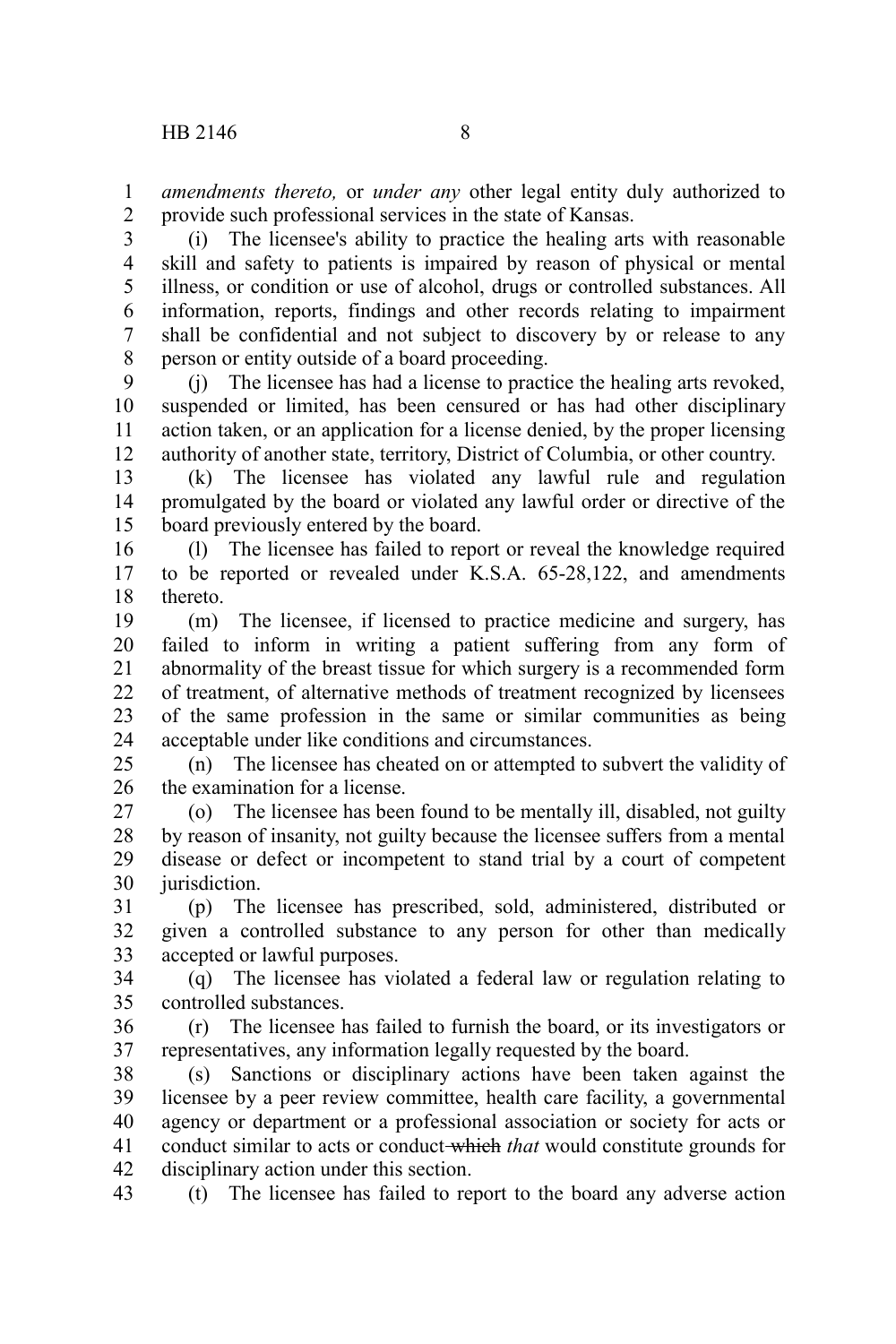*amendments thereto,* or *under any* other legal entity duly authorized to provide such professional services in the state of Kansas.

(i) The licensee's ability to practice the healing arts with reasonable skill and safety to patients is impaired by reason of physical or mental illness, or condition or use of alcohol, drugs or controlled substances. All information, reports, findings and other records relating to impairment shall be confidential and not subject to discovery by or release to any person or entity outside of a board proceeding.

(j) The licensee has had a license to practice the healing arts revoked, suspended or limited, has been censured or has had other disciplinary action taken, or an application for a license denied, by the proper licensing authority of another state, territory, District of Columbia, or other country.

(k) The licensee has violated any lawful rule and regulation promulgated by the board or violated any lawful order or directive of the board previously entered by the board.

(l) The licensee has failed to report or reveal the knowledge required to be reported or revealed under K.S.A. 65-28,122, and amendments thereto.

(m) The licensee, if licensed to practice medicine and surgery, has failed to inform in writing a patient suffering from any form of abnormality of the breast tissue for which surgery is a recommended form of treatment, of alternative methods of treatment recognized by licensees of the same profession in the same or similar communities as being acceptable under like conditions and circumstances.

(n) The licensee has cheated on or attempted to subvert the validity of the examination for a license.

(o) The licensee has been found to be mentally ill, disabled, not guilty by reason of insanity, not guilty because the licensee suffers from a mental disease or defect or incompetent to stand trial by a court of competent jurisdiction.

(p) The licensee has prescribed, sold, administered, distributed or given a controlled substance to any person for other than medically accepted or lawful purposes.

(q) The licensee has violated a federal law or regulation relating to controlled substances.

(r) The licensee has failed to furnish the board, or its investigators or representatives, any information legally requested by the board.

(s) Sanctions or disciplinary actions have been taken against the licensee by a peer review committee, health care facility, a governmental agency or department or a professional association or society for acts or conduct similar to acts or conduct ~~which~~ *that* would constitute grounds for disciplinary action under this section.

(t) The licensee has failed to report to the board any adverse action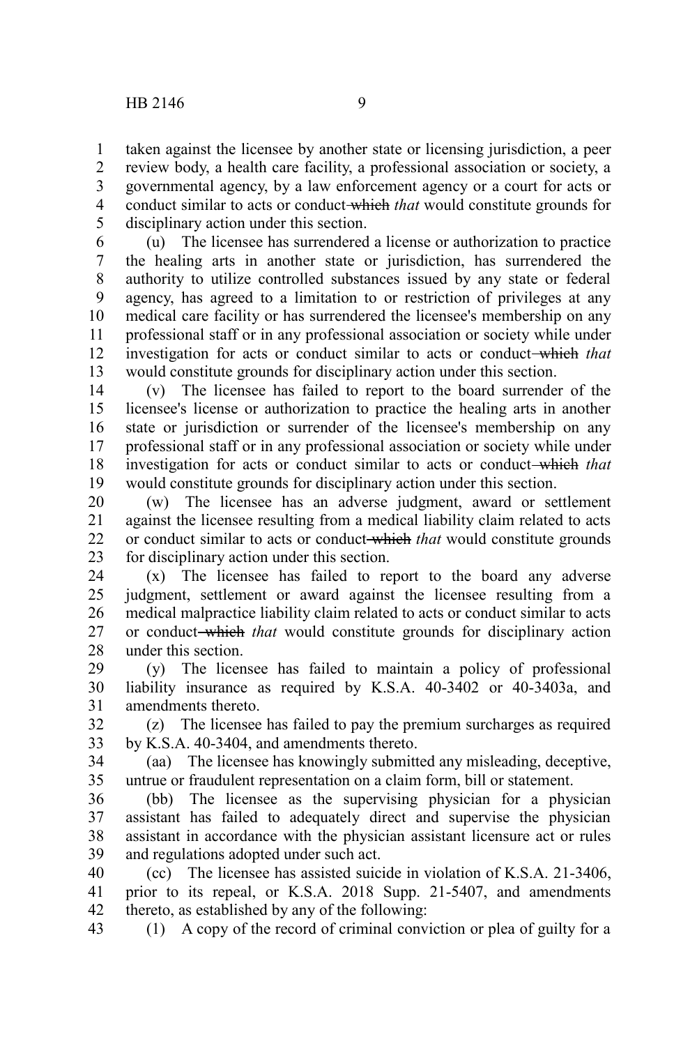taken against the licensee by another state or licensing jurisdiction, a peer review body, a health care facility, a professional association or society, a governmental agency, by a law enforcement agency or a court for acts or conduct similar to acts or conduct ~~which~~ *that* would constitute grounds for disciplinary action under this section.

(u) The licensee has surrendered a license or authorization to practice the healing arts in another state or jurisdiction, has surrendered the authority to utilize controlled substances issued by any state or federal agency, has agreed to a limitation to or restriction of privileges at any medical care facility or has surrendered the licensee's membership on any professional staff or in any professional association or society while under investigation for acts or conduct similar to acts or conduct ~~which~~ *that* would constitute grounds for disciplinary action under this section.

(v) The licensee has failed to report to the board surrender of the licensee's license or authorization to practice the healing arts in another state or jurisdiction or surrender of the licensee's membership on any professional staff or in any professional association or society while under investigation for acts or conduct similar to acts or conduct ~~which~~ *that* would constitute grounds for disciplinary action under this section.

(w) The licensee has an adverse judgment, award or settlement against the licensee resulting from a medical liability claim related to acts or conduct similar to acts or conduct ~~which~~ *that* would constitute grounds for disciplinary action under this section.

(x) The licensee has failed to report to the board any adverse judgment, settlement or award against the licensee resulting from a medical malpractice liability claim related to acts or conduct similar to acts or conduct ~~which~~ *that* would constitute grounds for disciplinary action under this section.

(y) The licensee has failed to maintain a policy of professional liability insurance as required by K.S.A. 40-3402 or 40-3403a, and amendments thereto.

(z) The licensee has failed to pay the premium surcharges as required by K.S.A. 40-3404, and amendments thereto.

(aa) The licensee has knowingly submitted any misleading, deceptive, untrue or fraudulent representation on a claim form, bill or statement.

(bb) The licensee as the supervising physician for a physician assistant has failed to adequately direct and supervise the physician assistant in accordance with the physician assistant licensure act or rules and regulations adopted under such act.

(cc) The licensee has assisted suicide in violation of K.S.A. 21-3406, prior to its repeal, or K.S.A. 2018 Supp. 21-5407, and amendments thereto, as established by any of the following:

(1) A copy of the record of criminal conviction or plea of guilty for a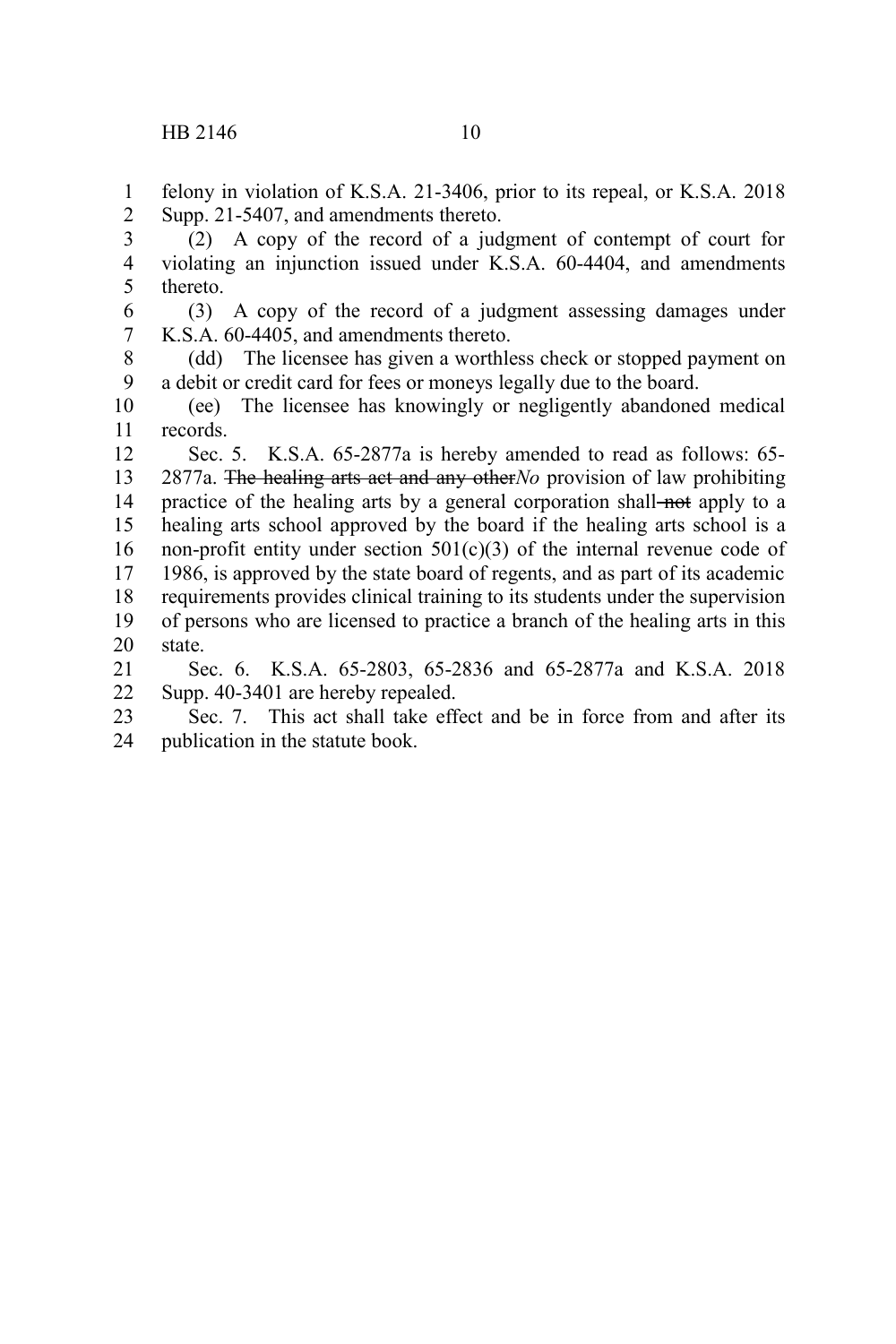felony in violation of K.S.A. 21-3406, prior to its repeal, or K.S.A. 2018 Supp. 21-5407, and amendments thereto.

(2) A copy of the record of a judgment of contempt of court for violating an injunction issued under K.S.A. 60-4404, and amendments thereto.

(3) A copy of the record of a judgment assessing damages under K.S.A. 60-4405, and amendments thereto.

(dd) The licensee has given a worthless check or stopped payment on a debit or credit card for fees or moneys legally due to the board.

(ee) The licensee has knowingly or negligently abandoned medical records.

Sec. 5. K.S.A. 65-2877a is hereby amended to read as follows: 65-2877a. ~~The healing arts act and any other~~*No* provision of law prohibiting practice of the healing arts by a general corporation shall ~~not~~ apply to a healing arts school approved by the board if the healing arts school is a non-profit entity under section 501(c)(3) of the internal revenue code of 1986, is approved by the state board of regents, and as part of its academic requirements provides clinical training to its students under the supervision of persons who are licensed to practice a branch of the healing arts in this state.

Sec. 6. K.S.A. 65-2803, 65-2836 and 65-2877a and K.S.A. 2018 Supp. 40-3401 are hereby repealed.

Sec. 7. This act shall take effect and be in force from and after its publication in the statute book.